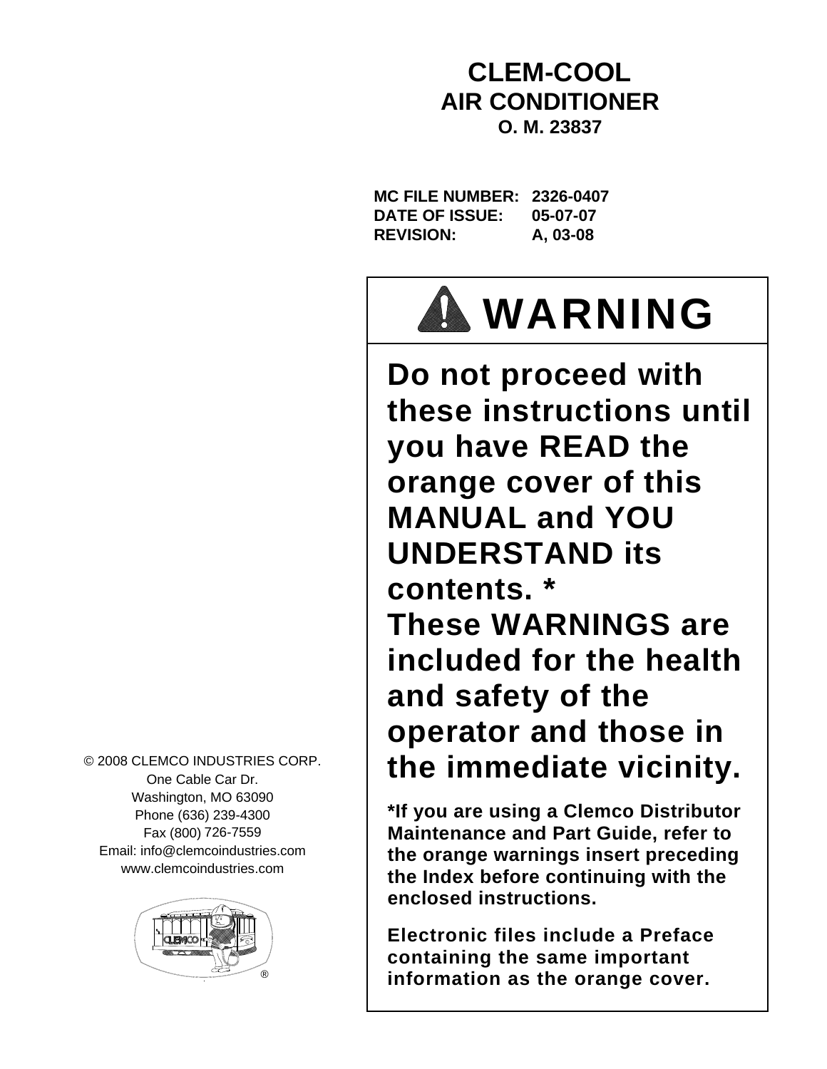# CLEM-COOL

## AIR CONDITIONER

**O. M. 23837**

**MC FILE NUMBER:** 2326-0407
**DATE OF ISSUE:** 05-07-07
**REVISION:** A, 03-08

## WARNING

**Do not proceed with these instructions until you have READ the orange cover of this MANUAL and YOU UNDERSTAND its contents. ***
**These WARNINGS are included for the health and safety of the operator and those in the immediate vicinity.**

***If you are using a Clemco Distributor Maintenance and Part Guide, refer to the orange warnings insert preceding the Index before continuing with the enclosed instructions.**

**Electronic files include a Preface containing the same important information as the orange cover.**

© 2008 CLEMCO INDUSTRIES CORP.
One Cable Car Dr.
Washington, MO 63090
Phone (636) 239-4300
Fax (800) 726-7559
Email: info@clemcoindustries.com
www.clemcoindustries.com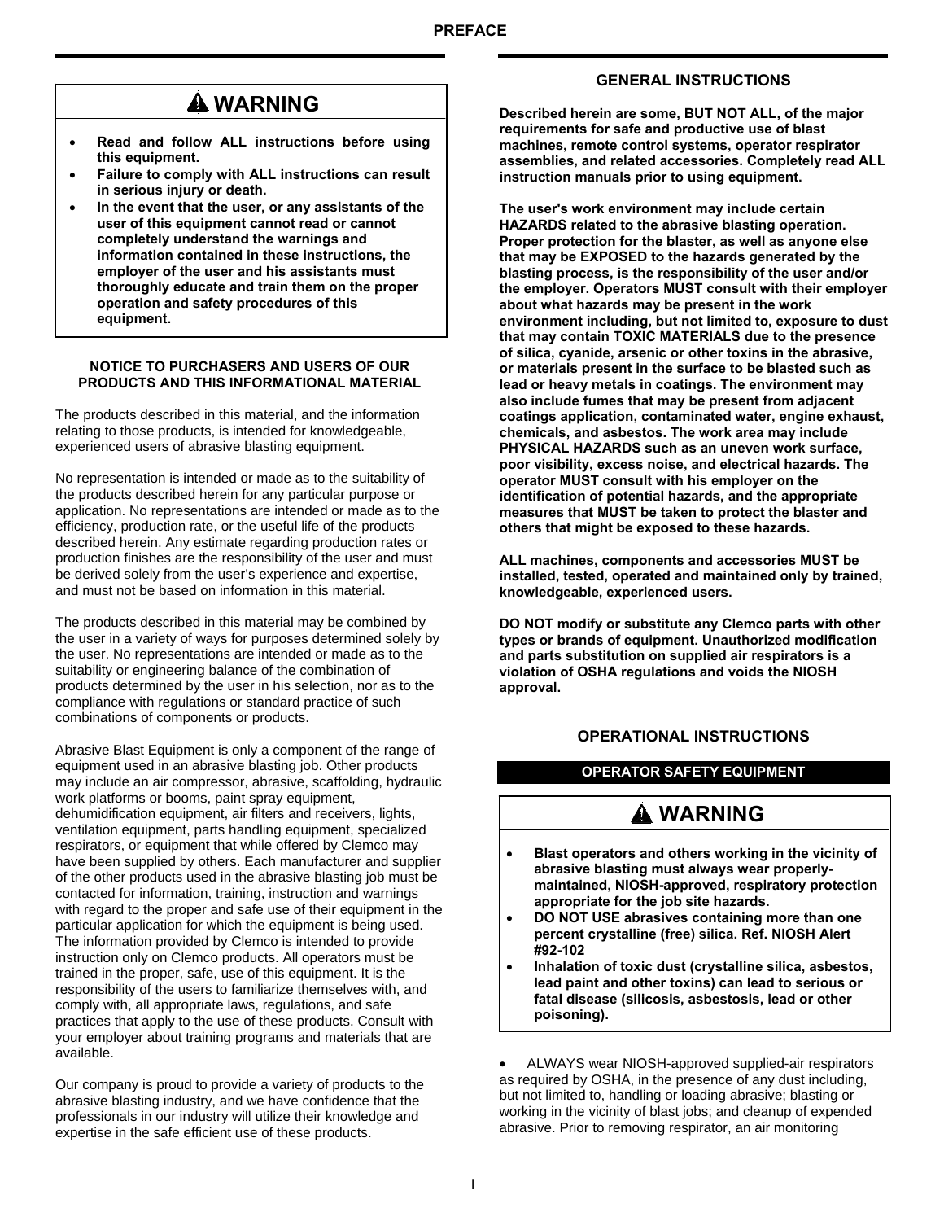## ⚠ WARNING

- **Read and follow ALL instructions before using this equipment.**
- **Failure to comply with ALL instructions can result in serious injury or death.**
- **In the event that the user, or any assistants of the user of this equipment cannot read or cannot completely understand the warnings and information contained in these instructions, the employer of the user and his assistants must thoroughly educate and train them on the proper operation and safety procedures of this equipment.**

### NOTICE TO PURCHASERS AND USERS OF OUR PRODUCTS AND THIS INFORMATIONAL MATERIAL

The products described in this material, and the information relating to those products, is intended for knowledgeable, experienced users of abrasive blasting equipment.

No representation is intended or made as to the suitability of the products described herein for any particular purpose or application. No representations are intended or made as to the efficiency, production rate, or the useful life of the products described herein. Any estimate regarding production rates or production finishes are the responsibility of the user and must be derived solely from the user's experience and expertise, and must not be based on information in this material.

The products described in this material may be combined by the user in a variety of ways for purposes determined solely by the user. No representations are intended or made as to the suitability or engineering balance of the combination of products determined by the user in his selection, nor as to the compliance with regulations or standard practice of such combinations of components or products.

Abrasive Blast Equipment is only a component of the range of equipment used in an abrasive blasting job. Other products may include an air compressor, abrasive, scaffolding, hydraulic work platforms or booms, paint spray equipment, dehumidification equipment, air filters and receivers, lights, ventilation equipment, parts handling equipment, specialized respirators, or equipment that while offered by Clemco may have been supplied by others. Each manufacturer and supplier of the other products used in the abrasive blasting job must be contacted for information, training, instruction and warnings with regard to the proper and safe use of their equipment in the particular application for which the equipment is being used. The information provided by Clemco is intended to provide instruction only on Clemco products. All operators must be trained in the proper, safe, use of this equipment. It is the responsibility of the users to familiarize themselves with, and comply with, all appropriate laws, regulations, and safe practices that apply to the use of these products. Consult with your employer about training programs and materials that are available.

Our company is proud to provide a variety of products to the abrasive blasting industry, and we have confidence that the professionals in our industry will utilize their knowledge and expertise in the safe efficient use of these products.

## GENERAL INSTRUCTIONS

**Described herein are some, BUT NOT ALL, of the major requirements for safe and productive use of blast machines, remote control systems, operator respirator assemblies, and related accessories. Completely read ALL instruction manuals prior to using equipment.**

**The user's work environment may include certain HAZARDS related to the abrasive blasting operation. Proper protection for the blaster, as well as anyone else that may be EXPOSED to the hazards generated by the blasting process, is the responsibility of the user and/or the employer. Operators MUST consult with their employer about what hazards may be present in the work environment including, but not limited to, exposure to dust that may contain TOXIC MATERIALS due to the presence of silica, cyanide, arsenic or other toxins in the abrasive, or materials present in the surface to be blasted such as lead or heavy metals in coatings. The environment may also include fumes that may be present from adjacent coatings application, contaminated water, engine exhaust, chemicals, and asbestos. The work area may include PHYSICAL HAZARDS such as an uneven work surface, poor visibility, excess noise, and electrical hazards. The operator MUST consult with his employer on the identification of potential hazards, and the appropriate measures that MUST be taken to protect the blaster and others that might be exposed to these hazards.**

**ALL machines, components and accessories MUST be installed, tested, operated and maintained only by trained, knowledgeable, experienced users.**

**DO NOT modify or substitute any Clemco parts with other types or brands of equipment. Unauthorized modification and parts substitution on supplied air respirators is a violation of OSHA regulations and voids the NIOSH approval.**

## OPERATIONAL INSTRUCTIONS

### OPERATOR SAFETY EQUIPMENT

## ⚠ WARNING

- **Blast operators and others working in the vicinity of abrasive blasting must always wear properly-maintained, NIOSH-approved, respiratory protection appropriate for the job site hazards.**
- **DO NOT USE abrasives containing more than one percent crystalline (free) silica. Ref. NIOSH Alert #92-102**
- **Inhalation of toxic dust (crystalline silica, asbestos, lead paint and other toxins) can lead to serious or fatal disease (silicosis, asbestosis, lead or other poisoning).**

- ALWAYS wear NIOSH-approved supplied-air respirators as required by OSHA, in the presence of any dust including, but not limited to, handling or loading abrasive; blasting or working in the vicinity of blast jobs; and cleanup of expended abrasive. Prior to removing respirator, an air monitoring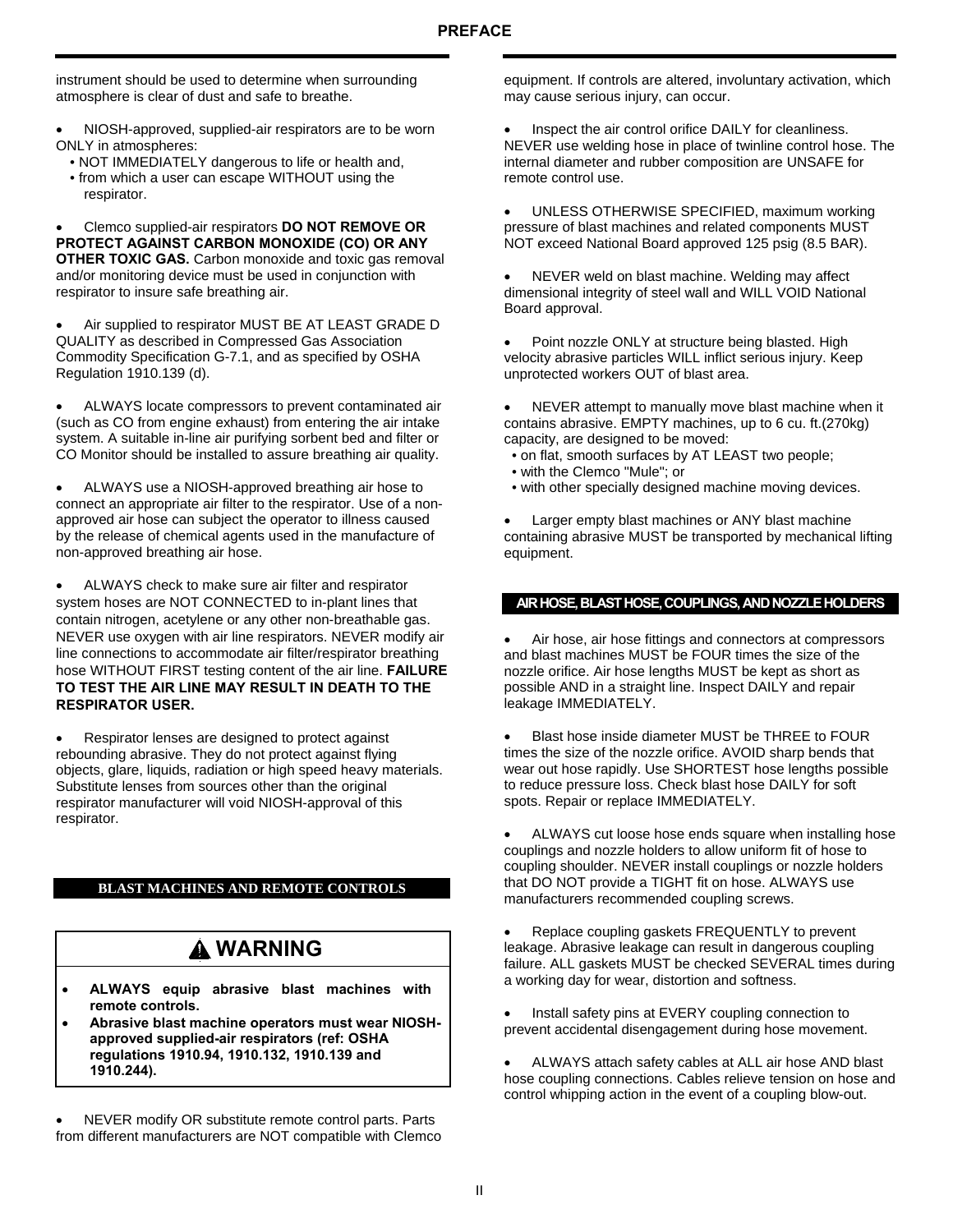instrument should be used to determine when surrounding atmosphere is clear of dust and safe to breathe.

- NIOSH-approved, supplied-air respirators are to be worn ONLY in atmospheres:
  - NOT IMMEDIATELY dangerous to life or health and,
  - from which a user can escape WITHOUT using the respirator.

- Clemco supplied-air respirators **DO NOT REMOVE OR PROTECT AGAINST CARBON MONOXIDE (CO) OR ANY OTHER TOXIC GAS.** Carbon monoxide and toxic gas removal and/or monitoring device must be used in conjunction with respirator to insure safe breathing air.

- Air supplied to respirator MUST BE AT LEAST GRADE D QUALITY as described in Compressed Gas Association Commodity Specification G-7.1, and as specified by OSHA Regulation 1910.139 (d).

- ALWAYS locate compressors to prevent contaminated air (such as CO from engine exhaust) from entering the air intake system. A suitable in-line air purifying sorbent bed and filter or CO Monitor should be installed to assure breathing air quality.

- ALWAYS use a NIOSH-approved breathing air hose to connect an appropriate air filter to the respirator. Use of a non-approved air hose can subject the operator to illness caused by the release of chemical agents used in the manufacture of non-approved breathing air hose.

- ALWAYS check to make sure air filter and respirator system hoses are NOT CONNECTED to in-plant lines that contain nitrogen, acetylene or any other non-breathable gas. NEVER use oxygen with air line respirators. NEVER modify air line connections to accommodate air filter/respirator breathing hose WITHOUT FIRST testing content of the air line. **FAILURE TO TEST THE AIR LINE MAY RESULT IN DEATH TO THE RESPIRATOR USER.**

- Respirator lenses are designed to protect against rebounding abrasive. They do not protect against flying objects, glare, liquids, radiation or high speed heavy materials. Substitute lenses from sources other than the original respirator manufacturer will void NIOSH-approval of this respirator.

## BLAST MACHINES AND REMOTE CONTROLS

### ⚠ WARNING

- **ALWAYS equip abrasive blast machines with remote controls.**
- **Abrasive blast machine operators must wear NIOSH-approved supplied-air respirators (ref: OSHA regulations 1910.94, 1910.132, 1910.139 and 1910.244).**

- NEVER modify OR substitute remote control parts. Parts from different manufacturers are NOT compatible with Clemco equipment. If controls are altered, involuntary activation, which may cause serious injury, can occur.

- Inspect the air control orifice DAILY for cleanliness. NEVER use welding hose in place of twinline control hose. The internal diameter and rubber composition are UNSAFE for remote control use.

- UNLESS OTHERWISE SPECIFIED, maximum working pressure of blast machines and related components MUST NOT exceed National Board approved 125 psig (8.5 BAR).

- NEVER weld on blast machine. Welding may affect dimensional integrity of steel wall and WILL VOID National Board approval.

- Point nozzle ONLY at structure being blasted. High velocity abrasive particles WILL inflict serious injury. Keep unprotected workers OUT of blast area.

- NEVER attempt to manually move blast machine when it contains abrasive. EMPTY machines, up to 6 cu. ft.(270kg) capacity, are designed to be moved:
  - on flat, smooth surfaces by AT LEAST two people;
  - with the Clemco "Mule"; or
  - with other specially designed machine moving devices.

- Larger empty blast machines or ANY blast machine containing abrasive MUST be transported by mechanical lifting equipment.

## AIR HOSE, BLAST HOSE, COUPLINGS, AND NOZZLE HOLDERS

- Air hose, air hose fittings and connectors at compressors and blast machines MUST be FOUR times the size of the nozzle orifice. Air hose lengths MUST be kept as short as possible AND in a straight line. Inspect DAILY and repair leakage IMMEDIATELY.

- Blast hose inside diameter MUST be THREE to FOUR times the size of the nozzle orifice. AVOID sharp bends that wear out hose rapidly. Use SHORTEST hose lengths possible to reduce pressure loss. Check blast hose DAILY for soft spots. Repair or replace IMMEDIATELY.

- ALWAYS cut loose hose ends square when installing hose couplings and nozzle holders to allow uniform fit of hose to coupling shoulder. NEVER install couplings or nozzle holders that DO NOT provide a TIGHT fit on hose. ALWAYS use manufacturers recommended coupling screws.

- Replace coupling gaskets FREQUENTLY to prevent leakage. Abrasive leakage can result in dangerous coupling failure. ALL gaskets MUST be checked SEVERAL times during a working day for wear, distortion and softness.

- Install safety pins at EVERY coupling connection to prevent accidental disengagement during hose movement.

- ALWAYS attach safety cables at ALL air hose AND blast hose coupling connections. Cables relieve tension on hose and control whipping action in the event of a coupling blow-out.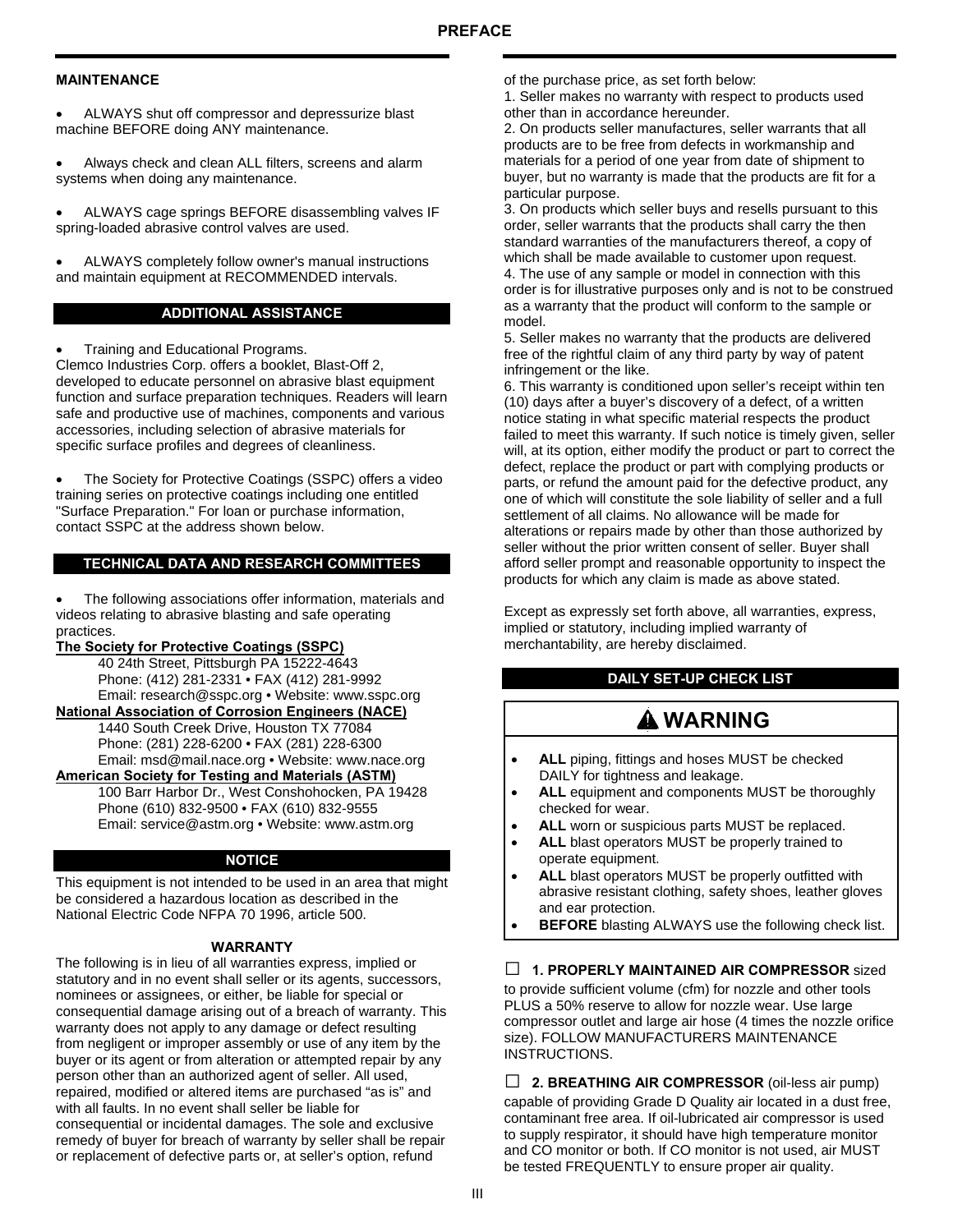## MAINTENANCE

- ALWAYS shut off compressor and depressurize blast machine BEFORE doing ANY maintenance.
- Always check and clean ALL filters, screens and alarm systems when doing any maintenance.
- ALWAYS cage springs BEFORE disassembling valves IF spring-loaded abrasive control valves are used.
- ALWAYS completely follow owner's manual instructions and maintain equipment at RECOMMENDED intervals.

## ADDITIONAL ASSISTANCE

- Training and Educational Programs.

Clemco Industries Corp. offers a booklet, Blast-Off 2, developed to educate personnel on abrasive blast equipment function and surface preparation techniques. Readers will learn safe and productive use of machines, components and various accessories, including selection of abrasive materials for specific surface profiles and degrees of cleanliness.

- The Society for Protective Coatings (SSPC) offers a video training series on protective coatings including one entitled "Surface Preparation." For loan or purchase information, contact SSPC at the address shown below.

## TECHNICAL DATA AND RESEARCH COMMITTEES

- The following associations offer information, materials and videos relating to abrasive blasting and safe operating practices.

**The Society for Protective Coatings (SSPC)**
40 24th Street, Pittsburgh PA 15222-4643
Phone: (412) 281-2331 • FAX (412) 281-9992
Email: research@sspc.org • Website: www.sspc.org

**National Association of Corrosion Engineers (NACE)**
1440 South Creek Drive, Houston TX 77084
Phone: (281) 228-6200 • FAX (281) 228-6300
Email: msd@mail.nace.org • Website: www.nace.org

**American Society for Testing and Materials (ASTM)**
100 Barr Harbor Dr., West Conshohocken, PA 19428
Phone (610) 832-9500 • FAX (610) 832-9555
Email: service@astm.org • Website: www.astm.org

## NOTICE

This equipment is not intended to be used in an area that might be considered a hazardous location as described in the National Electric Code NFPA 70 1996, article 500.

### WARRANTY

The following is in lieu of all warranties express, implied or statutory and in no event shall seller or its agents, successors, nominees or assignees, or either, be liable for special or consequential damage arising out of a breach of warranty. This warranty does not apply to any damage or defect resulting from negligent or improper assembly or use of any item by the buyer or its agent or from alteration or attempted repair by any person other than an authorized agent of seller. All used, repaired, modified or altered items are purchased "as is" and with all faults. In no event shall seller be liable for consequential or incidental damages. The sole and exclusive remedy of buyer for breach of warranty by seller shall be repair or replacement of defective parts or, at seller's option, refund of the purchase price, as set forth below:

1. Seller makes no warranty with respect to products used other than in accordance hereunder.
2. On products seller manufactures, seller warrants that all products are to be free from defects in workmanship and materials for a period of one year from date of shipment to buyer, but no warranty is made that the products are fit for a particular purpose.
3. On products which seller buys and resells pursuant to this order, seller warrants that the products shall carry the then standard warranties of the manufacturers thereof, a copy of which shall be made available to customer upon request.
4. The use of any sample or model in connection with this order is for illustrative purposes only and is not to be construed as a warranty that the product will conform to the sample or model.
5. Seller makes no warranty that the products are delivered free of the rightful claim of any third party by way of patent infringement or the like.
6. This warranty is conditioned upon seller's receipt within ten (10) days after a buyer's discovery of a defect, of a written notice stating in what specific material respects the product failed to meet this warranty. If such notice is timely given, seller will, at its option, either modify the product or part to correct the defect, replace the product or part with complying products or parts, or refund the amount paid for the defective product, any one of which will constitute the sole liability of seller and a full settlement of all claims. No allowance will be made for alterations or repairs made by other than those authorized by seller without the prior written consent of seller. Buyer shall afford seller prompt and reasonable opportunity to inspect the products for which any claim is made as above stated.

Except as expressly set forth above, all warranties, express, implied or statutory, including implied warranty of merchantability, are hereby disclaimed.

## DAILY SET-UP CHECK LIST

### ⚠ WARNING

- **ALL** piping, fittings and hoses MUST be checked DAILY for tightness and leakage.
- **ALL** equipment and components MUST be thoroughly checked for wear.
- **ALL** worn or suspicious parts MUST be replaced.
- **ALL** blast operators MUST be properly trained to operate equipment.
- **ALL** blast operators MUST be properly outfitted with abrasive resistant clothing, safety shoes, leather gloves and ear protection.
- **BEFORE** blasting ALWAYS use the following check list.

☐ **1. PROPERLY MAINTAINED AIR COMPRESSOR** sized to provide sufficient volume (cfm) for nozzle and other tools PLUS a 50% reserve to allow for nozzle wear. Use large compressor outlet and large air hose (4 times the nozzle orifice size). FOLLOW MANUFACTURERS MAINTENANCE INSTRUCTIONS.

☐ **2. BREATHING AIR COMPRESSOR** (oil-less air pump) capable of providing Grade D Quality air located in a dust free, contaminant free area. If oil-lubricated air compressor is used to supply respirator, it should have high temperature monitor and CO monitor or both. If CO monitor is not used, air MUST be tested FREQUENTLY to ensure proper air quality.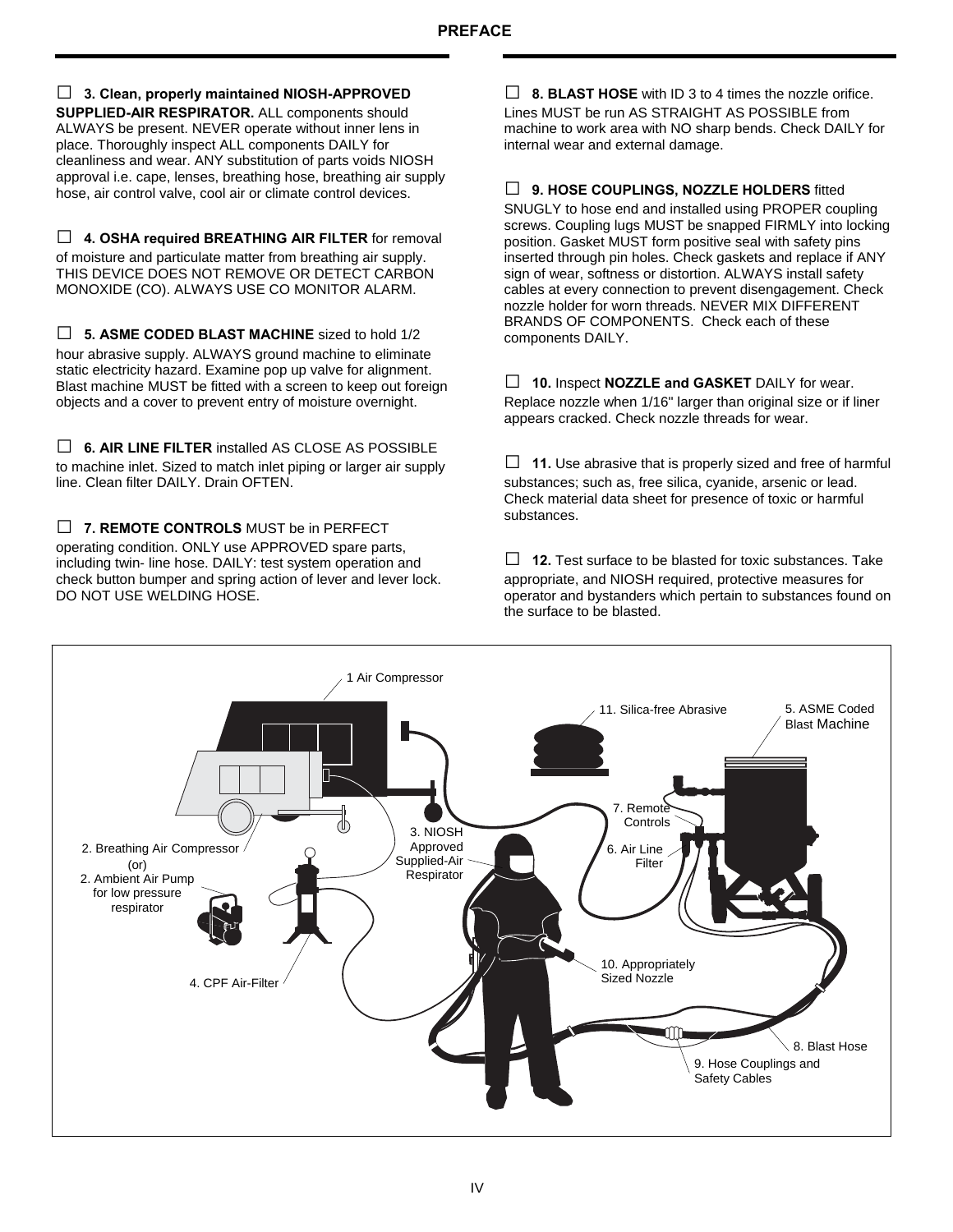## PREFACE

☐ **3. Clean, properly maintained NIOSH-APPROVED SUPPLIED-AIR RESPIRATOR.** ALL components should ALWAYS be present. NEVER operate without inner lens in place. Thoroughly inspect ALL components DAILY for cleanliness and wear. ANY substitution of parts voids NIOSH approval i.e. cape, lenses, breathing hose, breathing air supply hose, air control valve, cool air or climate control devices.

☐ **4. OSHA required BREATHING AIR FILTER** for removal of moisture and particulate matter from breathing air supply. THIS DEVICE DOES NOT REMOVE OR DETECT CARBON MONOXIDE (CO). ALWAYS USE CO MONITOR ALARM.

☐ **5. ASME CODED BLAST MACHINE** sized to hold 1/2 hour abrasive supply. ALWAYS ground machine to eliminate static electricity hazard. Examine pop up valve for alignment. Blast machine MUST be fitted with a screen to keep out foreign objects and a cover to prevent entry of moisture overnight.

☐ **6. AIR LINE FILTER** installed AS CLOSE AS POSSIBLE to machine inlet. Sized to match inlet piping or larger air supply line. Clean filter DAILY. Drain OFTEN.

☐ **7. REMOTE CONTROLS** MUST be in PERFECT operating condition. ONLY use APPROVED spare parts, including twin- line hose. DAILY: test system operation and check button bumper and spring action of lever and lever lock. DO NOT USE WELDING HOSE.

☐ **8. BLAST HOSE** with ID 3 to 4 times the nozzle orifice. Lines MUST be run AS STRAIGHT AS POSSIBLE from machine to work area with NO sharp bends. Check DAILY for internal wear and external damage.

☐ **9. HOSE COUPLINGS, NOZZLE HOLDERS** fitted SNUGLY to hose end and installed using PROPER coupling screws. Coupling lugs MUST be snapped FIRMLY into locking position. Gasket MUST form positive seal with safety pins inserted through pin holes. Check gaskets and replace if ANY sign of wear, softness or distortion. ALWAYS install safety cables at every connection to prevent disengagement. Check nozzle holder for worn threads. NEVER MIX DIFFERENT BRANDS OF COMPONENTS. Check each of these components DAILY.

☐ **10.** Inspect **NOZZLE and GASKET** DAILY for wear. Replace nozzle when 1/16" larger than original size or if liner appears cracked. Check nozzle threads for wear.

☐ **11.** Use abrasive that is properly sized and free of harmful substances; such as, free silica, cyanide, arsenic or lead. Check material data sheet for presence of toxic or harmful substances.

☐ **12.** Test surface to be blasted for toxic substances. Take appropriate, and NIOSH required, protective measures for operator and bystanders which pertain to substances found on the surface to be blasted.

1 Air Compressor
2. Breathing Air Compressor (or) 2. Ambient Air Pump for low pressure respirator
3. NIOSH Approved Supplied-Air Respirator
4. CPF Air-Filter
5. ASME Coded Blast Machine
6. Air Line Filter
7. Remote Controls
8. Blast Hose
9. Hose Couplings and Safety Cables
10. Appropriately Sized Nozzle
11. Silica-free Abrasive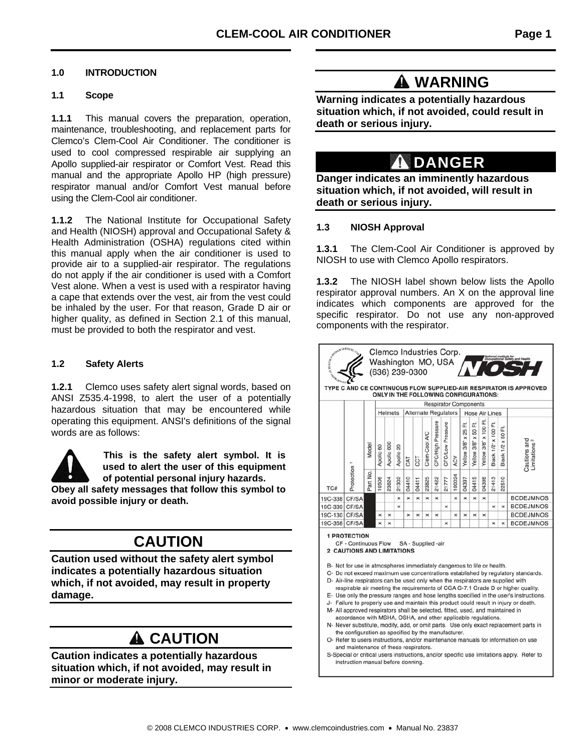## 1.0 INTRODUCTION

### 1.1 Scope

**1.1.1** This manual covers the preparation, operation, maintenance, troubleshooting, and replacement parts for Clemco's Clem-Cool Air Conditioner. The conditioner is used to cool compressed respirable air supplying an Apollo supplied-air respirator or Comfort Vest. Read this manual and the appropriate Apollo HP (high pressure) respirator manual and/or Comfort Vest manual before using the Clem-Cool air conditioner.

**1.1.2** The National Institute for Occupational Safety and Health (NIOSH) approval and Occupational Safety & Health Administration (OSHA) regulations cited within this manual apply when the air conditioner is used to provide air to a supplied-air respirator. The regulations do not apply if the air conditioner is used with a Comfort Vest alone. When a vest is used with a respirator having a cape that extends over the vest, air from the vest could be inhaled by the user. For that reason, Grade D air or higher quality, as defined in Section 2.1 of this manual, must be provided to both the respirator and vest.

### 1.2 Safety Alerts

**1.2.1** Clemco uses safety alert signal words, based on ANSI Z535.4-1998, to alert the user of a potentially hazardous situation that may be encountered while operating this equipment. ANSI's definitions of the signal words are as follows:

**This is the safety alert symbol. It is used to alert the user of this equipment of potential personal injury hazards. Obey all safety messages that follow this symbol to avoid possible injury or death.**

## CAUTION

**Caution used without the safety alert symbol indicates a potentially hazardous situation which, if not avoided, may result in property damage.**

## ⚠ CAUTION

**Caution indicates a potentially hazardous situation which, if not avoided, may result in minor or moderate injury.**

## ⚠ WARNING

**Warning indicates a potentially hazardous situation which, if not avoided, could result in death or serious injury.**

## ⚠ DANGER

**Danger indicates an imminently hazardous situation which, if not avoided, will result in death or serious injury.**

### 1.3 NIOSH Approval

**1.3.1** The Clem-Cool Air Conditioner is approved by NIOSH to use with Clemco Apollo respirators.

**1.3.2** The NIOSH label shown below lists the Apollo respirator approval numbers. An X on the approval line indicates which components are approved for the specific respirator. Do not use any non-approved components with the respirator.

Clemco Industries Corp.
Washington MO, USA
(636) 239-0300

NIOSH

TYPE C AND CE CONTINUOUS FLOW SUPPLIED-AIR RESPIRATOR IS APPROVED ONLY IN THE FOLLOWING CONFIGURATIONS:

| | | Respirator Components | | | | | | | | | | | | | | | |
|---|---|---|---|---|---|---|---|---|---|---|---|---|---|---|---|---|---|
| | | | Helmets | | | Alternate Regulators | | | | | | Hose Air Lines | | | | | |
| | Protection [1] | Model | Apollo 60 | Apollo 600 | Apollo 20 | CAT | CCT | Clem-Coo A/C | CFC/High Pressure | CFC/Low Pressure | ACV | Yellow 3/8" x 25 Ft. | Yellow 3/8" x 50 Ft. | Yellow 3/8" x 100 Ft. | Black 1/2" x 100 Ft. | Black 1/2" x 50 Ft. | Cautions and Limitations [2] |
| TC# | | Part No. | 10506 | 23824 | 21302 | 04410 | 04411 | 23825 | 21422 | 21777 | 100024 | 04397 | 04415 | 04398 | 21413 | 22510 | |
| 19C-338 | CF/SA | | | | x | x | x | x | x | | x | x | x | x | | | BCDEJMNOS |
| 19C-339 | CF/SA | | | | x | | | | | x | | | | | x | x | BCDEJMNOS |
| 19C-130 | CF/SA | | x | x | | x | x | x | x | | x | x | x | x | | | BCDEJMNOS |
| 19C-358 | CF/SA | | x | x | | | | | | x | | | | | x | x | BCDEJMNOS |

1 PROTECTION
CF - Continuous Flow SA - Supplied -air

2 CAUTIONS AND LIMITATIONS

B- Not for use in atmospheres immediately dangerous to life or health.
C- Do not exceed maximum use concentrations established by regulatory standards.
D- Air-line respirators can be used only when the respirators are supplied with respirable air meeting the requirements of CGA G-7.1 Grade D or higher quality.
E- Use only the pressure ranges and hose lengths specified in the user's instructions.
J- Failure to properly use and maintain this product could result in injury or death.
M- All approved respirators shall be selected, fitted, used, and maintained in accordance with MSHA, OSHA, and other applicable regulations.
N- Never substitute, modify, add, or omit parts. Use only exact replacement parts in the configuration as specified by the manufacturer.
O- Refer to users instructions, and/or maintenance manuals for information on use and maintenance of these respirators.
S-Special or critical users instructions, and/or specific use limitations apply. Refer to instruction manual before donning.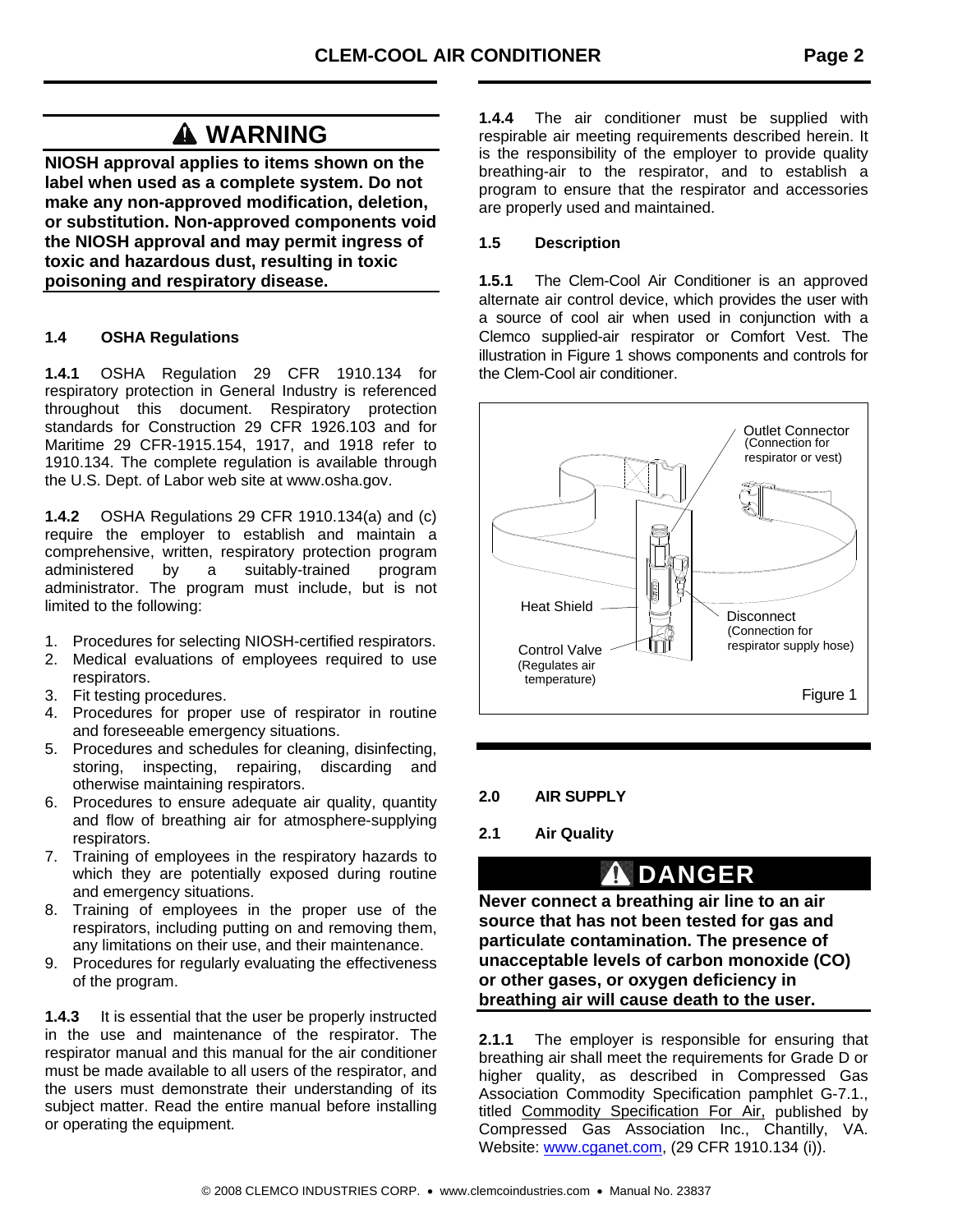## ⚠ WARNING

**NIOSH approval applies to items shown on the label when used as a complete system. Do not make any non-approved modification, deletion, or substitution. Non-approved components void the NIOSH approval and may permit ingress of toxic and hazardous dust, resulting in toxic poisoning and respiratory disease.**

### 1.4 OSHA Regulations

**1.4.1** OSHA Regulation 29 CFR 1910.134 for respiratory protection in General Industry is referenced throughout this document. Respiratory protection standards for Construction 29 CFR 1926.103 and for Maritime 29 CFR-1915.154, 1917, and 1918 refer to 1910.134. The complete regulation is available through the U.S. Dept. of Labor web site at www.osha.gov.

**1.4.2** OSHA Regulations 29 CFR 1910.134(a) and (c) require the employer to establish and maintain a comprehensive, written, respiratory protection program administered by a suitably-trained program administrator. The program must include, but is not limited to the following:

1. Procedures for selecting NIOSH-certified respirators.
2. Medical evaluations of employees required to use respirators.
3. Fit testing procedures.
4. Procedures for proper use of respirator in routine and foreseeable emergency situations.
5. Procedures and schedules for cleaning, disinfecting, storing, inspecting, repairing, discarding and otherwise maintaining respirators.
6. Procedures to ensure adequate air quality, quantity and flow of breathing air for atmosphere-supplying respirators.
7. Training of employees in the respiratory hazards to which they are potentially exposed during routine and emergency situations.
8. Training of employees in the proper use of the respirators, including putting on and removing them, any limitations on their use, and their maintenance.
9. Procedures for regularly evaluating the effectiveness of the program.

**1.4.3** It is essential that the user be properly instructed in the use and maintenance of the respirator. The respirator manual and this manual for the air conditioner must be made available to all users of the respirator, and the users must demonstrate their understanding of its subject matter. Read the entire manual before installing or operating the equipment.

**1.4.4** The air conditioner must be supplied with respirable air meeting requirements described herein. It is the responsibility of the employer to provide quality breathing-air to the respirator, and to establish a program to ensure that the respirator and accessories are properly used and maintained.

### 1.5 Description

**1.5.1** The Clem-Cool Air Conditioner is an approved alternate air control device, which provides the user with a source of cool air when used in conjunction with a Clemco supplied-air respirator or Comfort Vest. The illustration in Figure 1 shows components and controls for the Clem-Cool air conditioner.

Outlet Connector (Connection for respirator or vest)

Heat Shield

Disconnect (Connection for respirator supply hose)

Control Valve (Regulates air temperature)

Figure 1

## 2.0 AIR SUPPLY

### 2.1 Air Quality

## ⚠ DANGER

**Never connect a breathing air line to an air source that has not been tested for gas and particulate contamination. The presence of unacceptable levels of carbon monoxide (CO) or other gases, or oxygen deficiency in breathing air will cause death to the user.**

**2.1.1** The employer is responsible for ensuring that breathing air shall meet the requirements for Grade D or higher quality, as described in Compressed Gas Association Commodity Specification pamphlet G-7.1., titled Commodity Specification For Air, published by Compressed Gas Association Inc., Chantilly, VA. Website: www.cganet.com, (29 CFR 1910.134 (i)).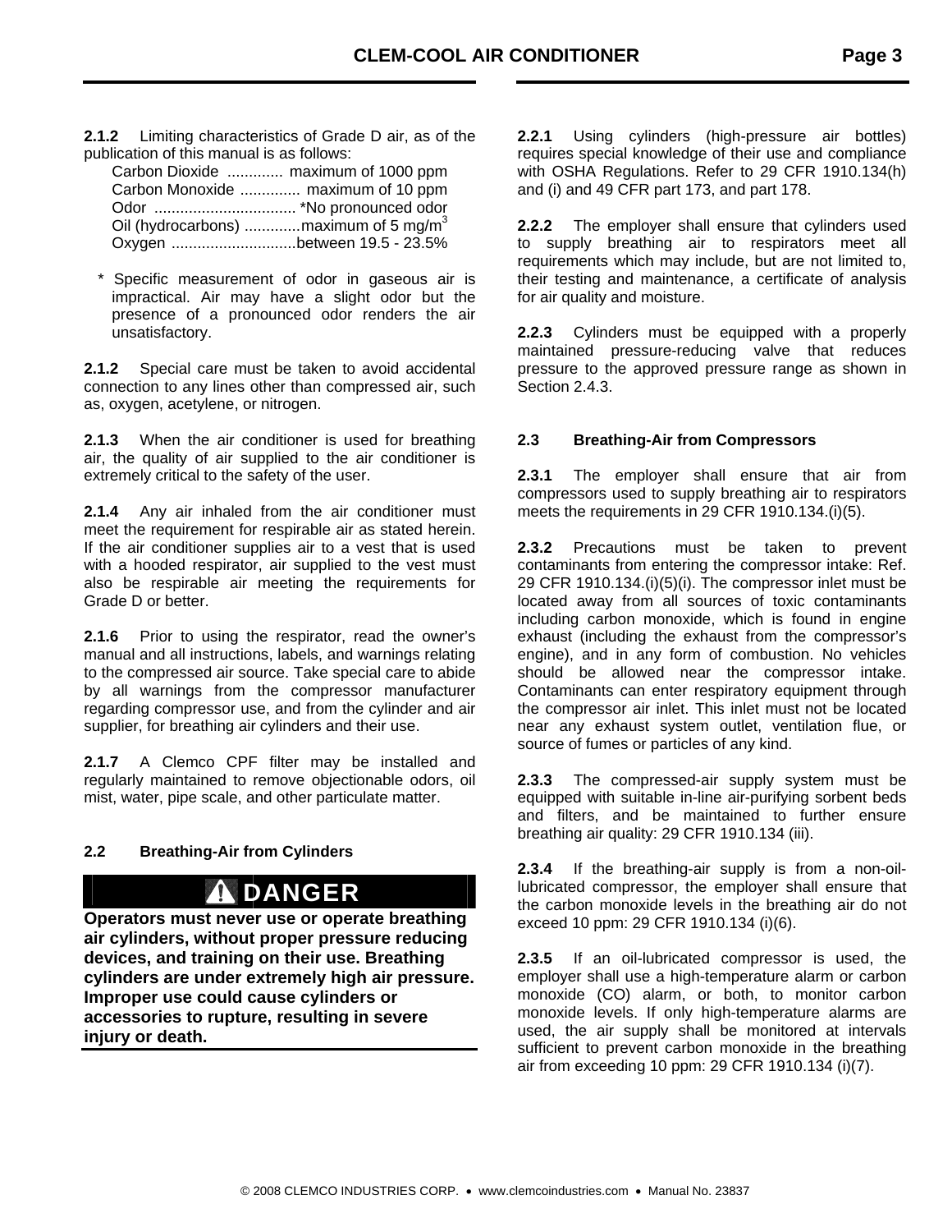**2.1.2** Limiting characteristics of Grade D air, as of the publication of this manual is as follows:

Carbon Dioxide ............. maximum of 1000 ppm
Carbon Monoxide .............. maximum of 10 ppm
Odor ................................ *No pronounced odor
Oil (hydrocarbons) .............maximum of 5 mg/$m^3$
Oxygen .............................between 19.5 - 23.5%

\* Specific measurement of odor in gaseous air is impractical. Air may have a slight odor but the presence of a pronounced odor renders the air unsatisfactory.

**2.1.2** Special care must be taken to avoid accidental connection to any lines other than compressed air, such as, oxygen, acetylene, or nitrogen.

**2.1.3** When the air conditioner is used for breathing air, the quality of air supplied to the air conditioner is extremely critical to the safety of the user.

**2.1.4** Any air inhaled from the air conditioner must meet the requirement for respirable air as stated herein. If the air conditioner supplies air to a vest that is used with a hooded respirator, air supplied to the vest must also be respirable air meeting the requirements for Grade D or better.

**2.1.6** Prior to using the respirator, read the owner's manual and all instructions, labels, and warnings relating to the compressed air source. Take special care to abide by all warnings from the compressor manufacturer regarding compressor use, and from the cylinder and air supplier, for breathing air cylinders and their use.

**2.1.7** A Clemco CPF filter may be installed and regularly maintained to remove objectionable odors, oil mist, water, pipe scale, and other particulate matter.

### 2.2 Breathing-Air from Cylinders

**⚠ DANGER**

**Operators must never use or operate breathing air cylinders, without proper pressure reducing devices, and training on their use. Breathing cylinders are under extremely high air pressure. Improper use could cause cylinders or accessories to rupture, resulting in severe injury or death.**

**2.2.1** Using cylinders (high-pressure air bottles) requires special knowledge of their use and compliance with OSHA Regulations. Refer to 29 CFR 1910.134(h) and (i) and 49 CFR part 173, and part 178.

**2.2.2** The employer shall ensure that cylinders used to supply breathing air to respirators meet all requirements which may include, but are not limited to, their testing and maintenance, a certificate of analysis for air quality and moisture.

**2.2.3** Cylinders must be equipped with a properly maintained pressure-reducing valve that reduces pressure to the approved pressure range as shown in Section 2.4.3.

### 2.3 Breathing-Air from Compressors

**2.3.1** The employer shall ensure that air from compressors used to supply breathing air to respirators meets the requirements in 29 CFR 1910.134.(i)(5).

**2.3.2** Precautions must be taken to prevent contaminants from entering the compressor intake: Ref. 29 CFR 1910.134.(i)(5)(i). The compressor inlet must be located away from all sources of toxic contaminants including carbon monoxide, which is found in engine exhaust (including the exhaust from the compressor's engine), and in any form of combustion. No vehicles should be allowed near the compressor intake. Contaminants can enter respiratory equipment through the compressor air inlet. This inlet must not be located near any exhaust system outlet, ventilation flue, or source of fumes or particles of any kind.

**2.3.3** The compressed-air supply system must be equipped with suitable in-line air-purifying sorbent beds and filters, and be maintained to further ensure breathing air quality: 29 CFR 1910.134 (iii).

**2.3.4** If the breathing-air supply is from a non-oil-lubricated compressor, the employer shall ensure that the carbon monoxide levels in the breathing air do not exceed 10 ppm: 29 CFR 1910.134 (i)(6).

**2.3.5** If an oil-lubricated compressor is used, the employer shall use a high-temperature alarm or carbon monoxide (CO) alarm, or both, to monitor carbon monoxide levels. If only high-temperature alarms are used, the air supply shall be monitored at intervals sufficient to prevent carbon monoxide in the breathing air from exceeding 10 ppm: 29 CFR 1910.134 (i)(7).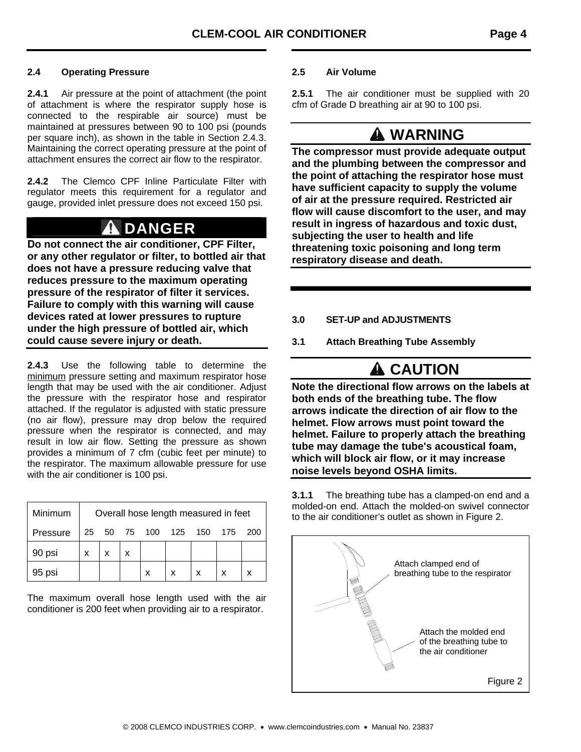### 2.4 Operating Pressure

**2.4.1** Air pressure at the point of attachment (the point of attachment is where the respirator supply hose is connected to the respirable air source) must be maintained at pressures between 90 to 100 psi (pounds per square inch), as shown in the table in Section 2.4.3. Maintaining the correct operating pressure at the point of attachment ensures the correct air flow to the respirator.

**2.4.2** The Clemco CPF Inline Particulate Filter with regulator meets this requirement for a regulator and gauge, provided inlet pressure does not exceed 150 psi.

**⚠ DANGER**

**Do not connect the air conditioner, CPF Filter, or any other regulator or filter, to bottled air that does not have a pressure reducing valve that reduces pressure to the maximum operating pressure of the respirator of filter it services. Failure to comply with this warning will cause devices rated at lower pressures to rupture under the high pressure of bottled air, which could cause severe injury or death.**

**2.4.3** Use the following table to determine the minimum pressure setting and maximum respirator hose length that may be used with the air conditioner. Adjust the pressure with the respirator hose and respirator attached. If the regulator is adjusted with static pressure (no air flow), pressure may drop below the required pressure when the respirator is connected, and may result in low air flow. Setting the pressure as shown provides a minimum of 7 cfm (cubic feet per minute) to the respirator. The maximum allowable pressure for use with the air conditioner is 100 psi.

| Minimum | Overall hose length measured in feet | | | | | | | |
|---|---|---|---|---|---|---|---|---|
| Pressure | 25 | 50 | 75 | 100 | 125 | 150 | 175 | 200 |
| 90 psi | x | x | x | | | | | |
| 95 psi | | | | x | x | x | x | x |

The maximum overall hose length used with the air conditioner is 200 feet when providing air to a respirator.

### 2.5 Air Volume

**2.5.1** The air conditioner must be supplied with 20 cfm of Grade D breathing air at 90 to 100 psi.

**⚠ WARNING**

**The compressor must provide adequate output and the plumbing between the compressor and the point of attaching the respirator hose must have sufficient capacity to supply the volume of air at the pressure required. Restricted air flow will cause discomfort to the user, and may result in ingress of hazardous and toxic dust, subjecting the user to health and life threatening toxic poisoning and long term respiratory disease and death.**

## 3.0 SET-UP and ADJUSTMENTS

### 3.1 Attach Breathing Tube Assembly

**⚠ CAUTION**

**Note the directional flow arrows on the labels at both ends of the breathing tube. The flow arrows indicate the direction of air flow to the helmet. Flow arrows must point toward the helmet. Failure to properly attach the breathing tube may damage the tube's acoustical foam, which will block air flow, or it may increase noise levels beyond OSHA limits.**

**3.1.1** The breathing tube has a clamped-on end and a molded-on end. Attach the molded-on swivel connector to the air conditioner's outlet as shown in Figure 2.

Attach clamped end of breathing tube to the respirator

Attach the molded end of the breathing tube to the air conditioner

Figure 2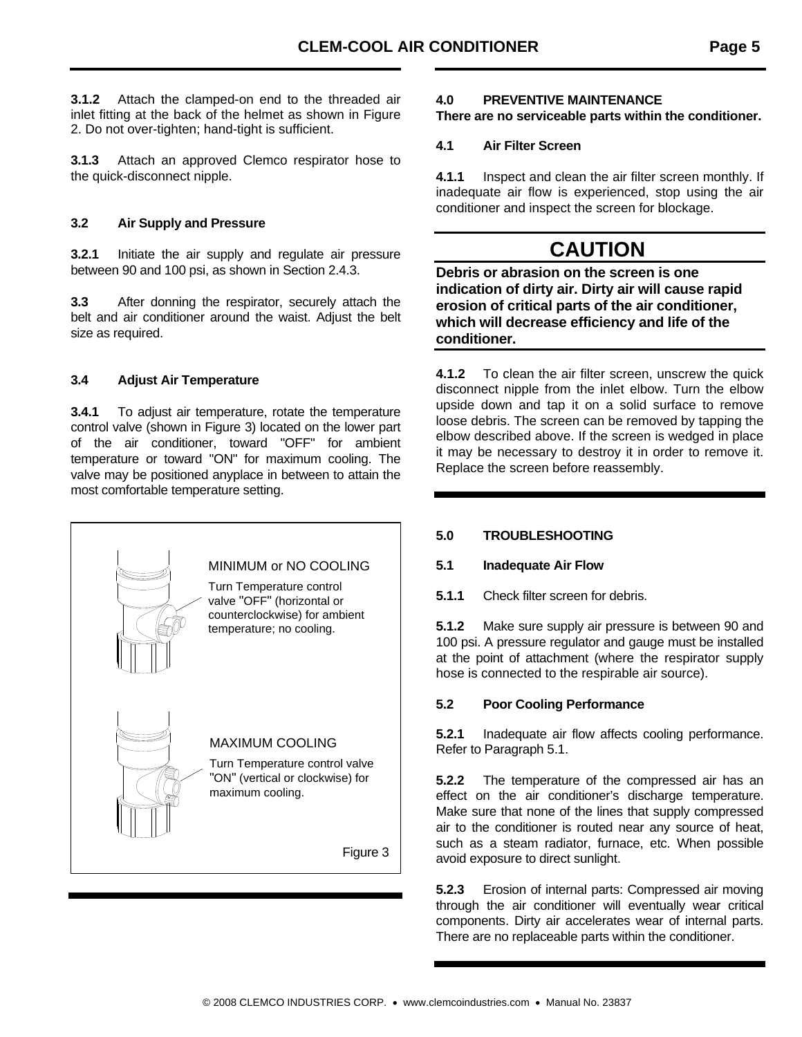**3.1.2** Attach the clamped-on end to the threaded air inlet fitting at the back of the helmet as shown in Figure 2. Do not over-tighten; hand-tight is sufficient.

**3.1.3** Attach an approved Clemco respirator hose to the quick-disconnect nipple.

### 3.2 Air Supply and Pressure

**3.2.1** Initiate the air supply and regulate air pressure between 90 and 100 psi, as shown in Section 2.4.3.

**3.3** After donning the respirator, securely attach the belt and air conditioner around the waist. Adjust the belt size as required.

### 3.4 Adjust Air Temperature

**3.4.1** To adjust air temperature, rotate the temperature control valve (shown in Figure 3) located on the lower part of the air conditioner, toward "OFF" for ambient temperature or toward "ON" for maximum cooling. The valve may be positioned anyplace in between to attain the most comfortable temperature setting.

MINIMUM or NO COOLING

Turn Temperature control valve "OFF" (horizontal or counterclockwise) for ambient temperature; no cooling.

MAXIMUM COOLING

Turn Temperature control valve "ON" (vertical or clockwise) for maximum cooling.

Figure 3

## 4.0 PREVENTIVE MAINTENANCE

**There are no serviceable parts within the conditioner.**

### 4.1 Air Filter Screen

**4.1.1** Inspect and clean the air filter screen monthly. If inadequate air flow is experienced, stop using the air conditioner and inspect the screen for blockage.

**CAUTION**

**Debris or abrasion on the screen is one indication of dirty air. Dirty air will cause rapid erosion of critical parts of the air conditioner, which will decrease efficiency and life of the conditioner.**

**4.1.2** To clean the air filter screen, unscrew the quick disconnect nipple from the inlet elbow. Turn the elbow upside down and tap it on a solid surface to remove loose debris. The screen can be removed by tapping the elbow described above. If the screen is wedged in place it may be necessary to destroy it in order to remove it. Replace the screen before reassembly.

## 5.0 TROUBLESHOOTING

### 5.1 Inadequate Air Flow

**5.1.1** Check filter screen for debris.

**5.1.2** Make sure supply air pressure is between 90 and 100 psi. A pressure regulator and gauge must be installed at the point of attachment (where the respirator supply hose is connected to the respirable air source).

### 5.2 Poor Cooling Performance

**5.2.1** Inadequate air flow affects cooling performance. Refer to Paragraph 5.1.

**5.2.2** The temperature of the compressed air has an effect on the air conditioner's discharge temperature. Make sure that none of the lines that supply compressed air to the conditioner is routed near any source of heat, such as a steam radiator, furnace, etc. When possible avoid exposure to direct sunlight.

**5.2.3** Erosion of internal parts: Compressed air moving through the air conditioner will eventually wear critical components. Dirty air accelerates wear of internal parts. There are no replaceable parts within the conditioner.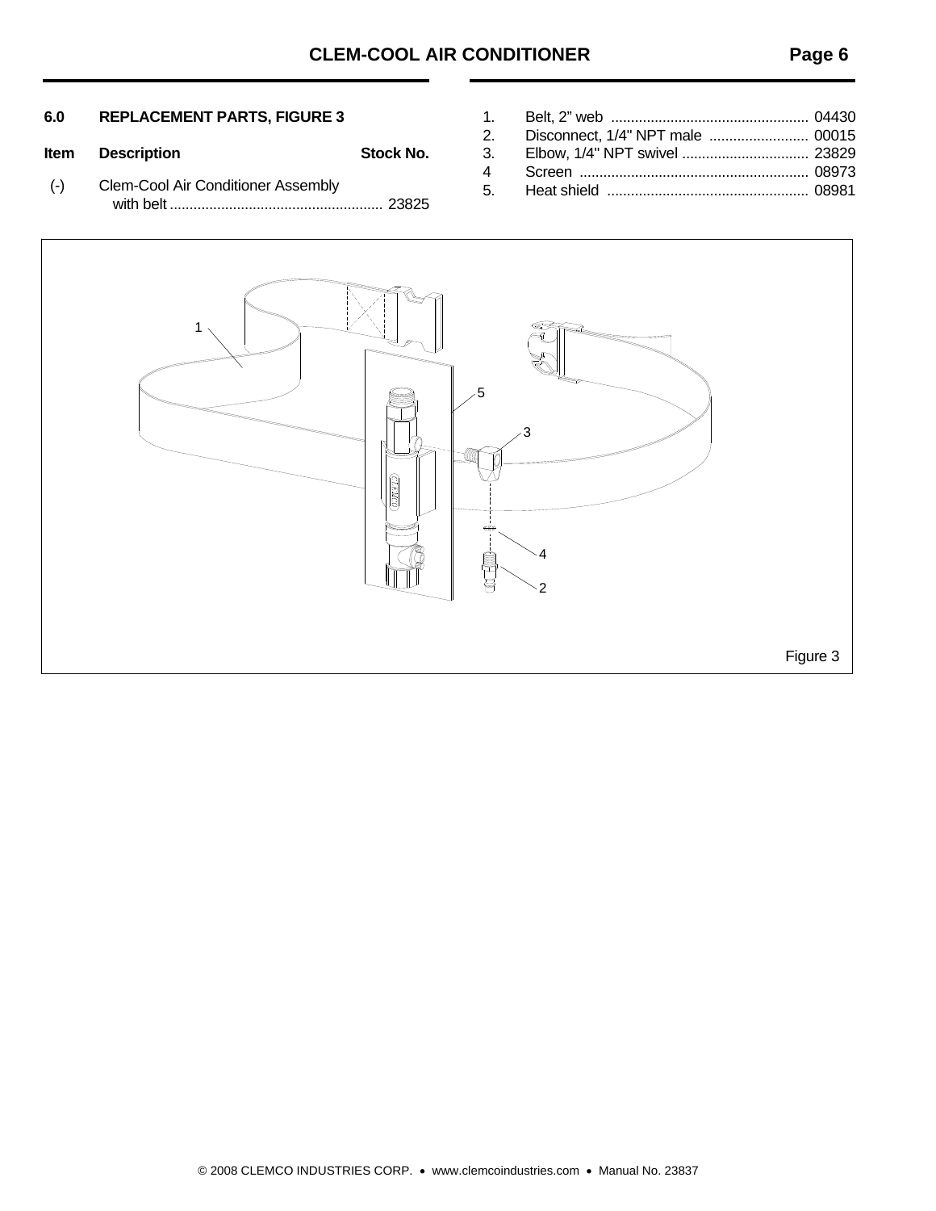## 6.0 REPLACEMENT PARTS, FIGURE 3

| Item | Description | Stock No. |
|---|---|---|
| (-) | Clem-Cool Air Conditioner Assembly with belt | 23825 |
| 1. | Belt, 2" web | 04430 |
| 2. | Disconnect, 1/4" NPT male | 00015 |
| 3. | Elbow, 1/4" NPT swivel | 23829 |
| 4 | Screen | 08973 |
| 5. | Heat shield | 08981 |

1
5
3
4
2

Figure 3